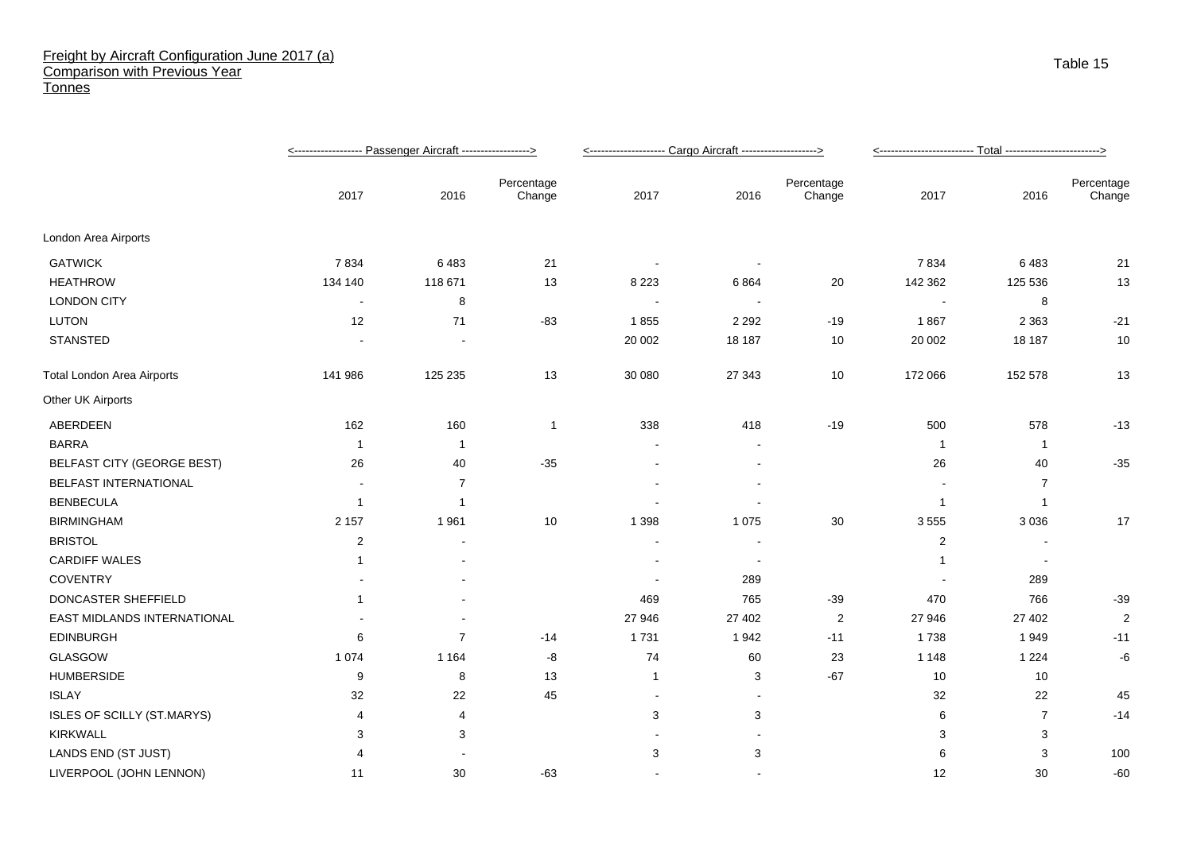# Freight by Aircraft Configuration June 2017 (a)
## Comparison with Previous Year
### Tonnes

Table 15

| | Passenger Aircraft | | | Cargo Aircraft | | | Total | | |
|---|---|---|---|---|---|---|---|---|---|
| | 2017 | 2016 | Percentage Change | 2017 | 2016 | Percentage Change | 2017 | 2016 | Percentage Change |
| London Area Airports | | | | | | | | | |
| GATWICK | 7 834 | 6 483 | 21 | - | - | | 7 834 | 6 483 | 21 |
| HEATHROW | 134 140 | 118 671 | 13 | 8 223 | 6 864 | 20 | 142 362 | 125 536 | 13 |
| LONDON CITY | - | 8 | | - | - | | - | 8 | |
| LUTON | 12 | 71 | -83 | 1 855 | 2 292 | -19 | 1 867 | 2 363 | -21 |
| STANSTED | - | - | | 20 002 | 18 187 | 10 | 20 002 | 18 187 | 10 |
| Total London Area Airports | 141 986 | 125 235 | 13 | 30 080 | 27 343 | 10 | 172 066 | 152 578 | 13 |
| Other UK Airports | | | | | | | | | |
| ABERDEEN | 162 | 160 | 1 | 338 | 418 | -19 | 500 | 578 | -13 |
| BARRA | 1 | 1 | | - | - | | 1 | 1 | |
| BELFAST CITY (GEORGE BEST) | 26 | 40 | -35 | - | - | | 26 | 40 | -35 |
| BELFAST INTERNATIONAL | - | 7 | | - | - | | - | 7 | |
| BENBECULA | 1 | 1 | | - | - | | 1 | 1 | |
| BIRMINGHAM | 2 157 | 1 961 | 10 | 1 398 | 1 075 | 30 | 3 555 | 3 036 | 17 |
| BRISTOL | 2 | - | | - | - | | 2 | - | |
| CARDIFF WALES | 1 | - | | - | - | | 1 | - | |
| COVENTRY | - | - | | - | 289 | | - | 289 | |
| DONCASTER SHEFFIELD | 1 | - | | 469 | 765 | -39 | 470 | 766 | -39 |
| EAST MIDLANDS INTERNATIONAL | - | - | | 27 946 | 27 402 | 2 | 27 946 | 27 402 | 2 |
| EDINBURGH | 6 | 7 | -14 | 1 731 | 1 942 | -11 | 1 738 | 1 949 | -11 |
| GLASGOW | 1 074 | 1 164 | -8 | 74 | 60 | 23 | 1 148 | 1 224 | -6 |
| HUMBERSIDE | 9 | 8 | 13 | 1 | 3 | -67 | 10 | 10 | |
| ISLAY | 32 | 22 | 45 | - | - | | 32 | 22 | 45 |
| ISLES OF SCILLY (ST.MARYS) | 4 | 4 | | 3 | 3 | | 6 | 7 | -14 |
| KIRKWALL | 3 | 3 | | - | - | | 3 | 3 | |
| LANDS END (ST JUST) | 4 | - | | 3 | 3 | | 6 | 3 | 100 |
| LIVERPOOL (JOHN LENNON) | 11 | 30 | -63 | - | - | | 12 | 30 | -60 |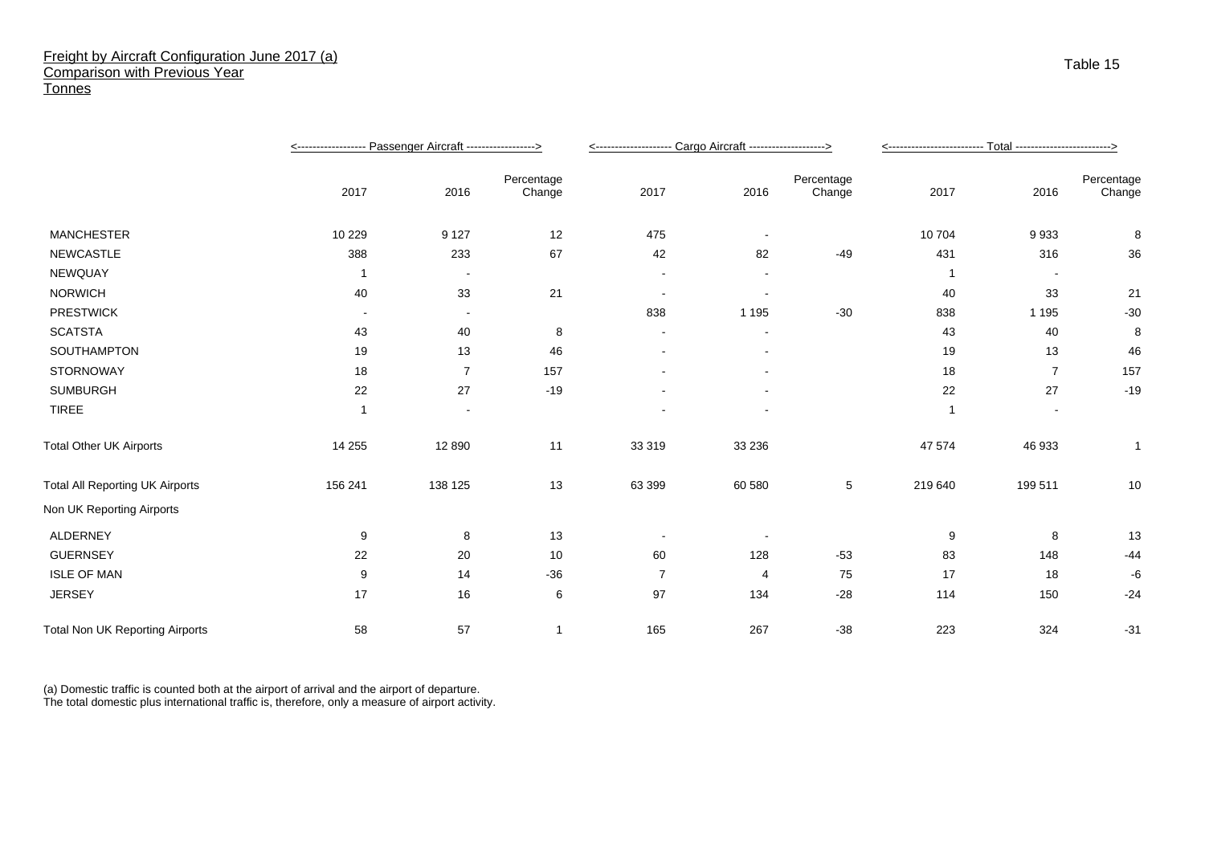# Freight by Aircraft Configuration June 2017 (a)
## Comparison with Previous Year
## Tonnes

Table 15

| | Passenger Aircraft | | | Cargo Aircraft | | | Total | | |
|---|---|---|---|---|---|---|---|---|---|
| | 2017 | 2016 | Percentage Change | 2017 | 2016 | Percentage Change | 2017 | 2016 | Percentage Change |
| MANCHESTER | 10 229 | 9 127 | 12 | 475 | - | | 10 704 | 9 933 | 8 |
| NEWCASTLE | 388 | 233 | 67 | 42 | 82 | -49 | 431 | 316 | 36 |
| NEWQUAY | 1 | - | | - | - | | 1 | - | |
| NORWICH | 40 | 33 | 21 | - | - | | 40 | 33 | 21 |
| PRESTWICK | - | - | | 838 | 1 195 | -30 | 838 | 1 195 | -30 |
| SCATSTA | 43 | 40 | 8 | - | - | | 43 | 40 | 8 |
| SOUTHAMPTON | 19 | 13 | 46 | - | - | | 19 | 13 | 46 |
| STORNOWAY | 18 | 7 | 157 | - | - | | 18 | 7 | 157 |
| SUMBURGH | 22 | 27 | -19 | - | - | | 22 | 27 | -19 |
| TIREE | 1 | - | | - | - | | 1 | - | |
| Total Other UK Airports | 14 255 | 12 890 | 11 | 33 319 | 33 236 | | 47 574 | 46 933 | 1 |
| Total All Reporting UK Airports | 156 241 | 138 125 | 13 | 63 399 | 60 580 | 5 | 219 640 | 199 511 | 10 |
| Non UK Reporting Airports | | | | | | | | | |
| ALDERNEY | 9 | 8 | 13 | - | - | | 9 | 8 | 13 |
| GUERNSEY | 22 | 20 | 10 | 60 | 128 | -53 | 83 | 148 | -44 |
| ISLE OF MAN | 9 | 14 | -36 | 7 | 4 | 75 | 17 | 18 | -6 |
| JERSEY | 17 | 16 | 6 | 97 | 134 | -28 | 114 | 150 | -24 |
| Total Non UK Reporting Airports | 58 | 57 | 1 | 165 | 267 | -38 | 223 | 324 | -31 |

(a) Domestic traffic is counted both at the airport of arrival and the airport of departure.
The total domestic plus international traffic is, therefore, only a measure of airport activity.